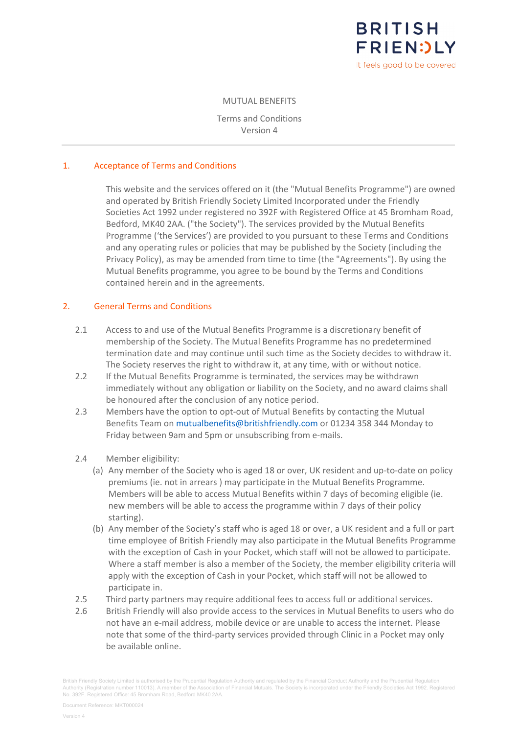BRITISH FRIENDLY

It feels good to be covered

# MUTUAL BENEFITS

Terms and Conditions
Version 4

---

## 1. Acceptance of Terms and Conditions

This website and the services offered on it (the "Mutual Benefits Programme") are owned and operated by British Friendly Society Limited Incorporated under the Friendly Societies Act 1992 under registered no 392F with Registered Office at 45 Bromham Road, Bedford, MK40 2AA. ("the Society"). The services provided by the Mutual Benefits Programme ('the Services') are provided to you pursuant to these Terms and Conditions and any operating rules or policies that may be published by the Society (including the Privacy Policy), as may be amended from time to time (the "Agreements"). By using the Mutual Benefits programme, you agree to be bound by the Terms and Conditions contained herein and in the agreements.

## 2. General Terms and Conditions

2.1 Access to and use of the Mutual Benefits Programme is a discretionary benefit of membership of the Society. The Mutual Benefits Programme has no predetermined termination date and may continue until such time as the Society decides to withdraw it. The Society reserves the right to withdraw it, at any time, with or without notice.

2.2 If the Mutual Benefits Programme is terminated, the services may be withdrawn immediately without any obligation or liability on the Society, and no award claims shall be honoured after the conclusion of any notice period.

2.3 Members have the option to opt-out of Mutual Benefits by contacting the Mutual Benefits Team on mutualbenefits@britishfriendly.com or 01234 358 344 Monday to Friday between 9am and 5pm or unsubscribing from e-mails.

2.4 Member eligibility:

(a) Any member of the Society who is aged 18 or over, UK resident and up-to-date on policy premiums (ie. not in arrears ) may participate in the Mutual Benefits Programme. Members will be able to access Mutual Benefits within 7 days of becoming eligible (ie. new members will be able to access the programme within 7 days of their policy starting).

(b) Any member of the Society's staff who is aged 18 or over, a UK resident and a full or part time employee of British Friendly may also participate in the Mutual Benefits Programme with the exception of Cash in your Pocket, which staff will not be allowed to participate. Where a staff member is also a member of the Society, the member eligibility criteria will apply with the exception of Cash in your Pocket, which staff will not be allowed to participate in.

2.5 Third party partners may require additional fees to access full or additional services.

2.6 British Friendly will also provide access to the services in Mutual Benefits to users who do not have an e-mail address, mobile device or are unable to access the internet. Please note that some of the third-party services provided through Clinic in a Pocket may only be available online.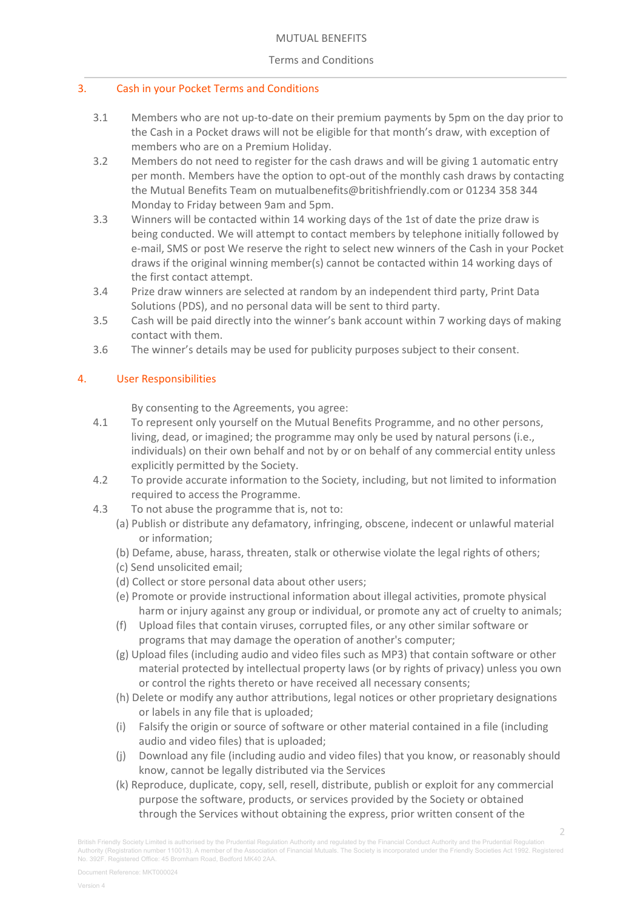## 3. Cash in your Pocket Terms and Conditions

3.1 Members who are not up-to-date on their premium payments by 5pm on the day prior to the Cash in a Pocket draws will not be eligible for that month's draw, with exception of members who are on a Premium Holiday.

3.2 Members do not need to register for the cash draws and will be giving 1 automatic entry per month. Members have the option to opt-out of the monthly cash draws by contacting the Mutual Benefits Team on mutualbenefits@britishfriendly.com or 01234 358 344 Monday to Friday between 9am and 5pm.

3.3 Winners will be contacted within 14 working days of the 1st of date the prize draw is being conducted. We will attempt to contact members by telephone initially followed by e-mail, SMS or post We reserve the right to select new winners of the Cash in your Pocket draws if the original winning member(s) cannot be contacted within 14 working days of the first contact attempt.

3.4 Prize draw winners are selected at random by an independent third party, Print Data Solutions (PDS), and no personal data will be sent to third party.

3.5 Cash will be paid directly into the winner's bank account within 7 working days of making contact with them.

3.6 The winner's details may be used for publicity purposes subject to their consent.

## 4. User Responsibilities

By consenting to the Agreements, you agree:

4.1 To represent only yourself on the Mutual Benefits Programme, and no other persons, living, dead, or imagined; the programme may only be used by natural persons (i.e., individuals) on their own behalf and not by or on behalf of any commercial entity unless explicitly permitted by the Society.

4.2 To provide accurate information to the Society, including, but not limited to information required to access the Programme.

4.3 To not abuse the programme that is, not to:

(a) Publish or distribute any defamatory, infringing, obscene, indecent or unlawful material or information;

(b) Defame, abuse, harass, threaten, stalk or otherwise violate the legal rights of others;

(c) Send unsolicited email;

(d) Collect or store personal data about other users;

(e) Promote or provide instructional information about illegal activities, promote physical harm or injury against any group or individual, or promote any act of cruelty to animals;

(f) Upload files that contain viruses, corrupted files, or any other similar software or programs that may damage the operation of another's computer;

(g) Upload files (including audio and video files such as MP3) that contain software or other material protected by intellectual property laws (or by rights of privacy) unless you own or control the rights thereto or have received all necessary consents;

(h) Delete or modify any author attributions, legal notices or other proprietary designations or labels in any file that is uploaded;

(i) Falsify the origin or source of software or other material contained in a file (including audio and video files) that is uploaded;

(j) Download any file (including audio and video files) that you know, or reasonably should know, cannot be legally distributed via the Services

(k) Reproduce, duplicate, copy, sell, resell, distribute, publish or exploit for any commercial purpose the software, products, or services provided by the Society or obtained through the Services without obtaining the express, prior written consent of the

British Friendly Society Limited is authorised by the Prudential Regulation Authority and regulated by the Financial Conduct Authority and the Prudential Regulation Authority (Registration number 110013). A member of the Association of Financial Mutuals. The Society is incorporated under the Friendly Societies Act 1992. Registered No. 392F. Registered Office: 45 Bromham Road, Bedford MK40 2AA.

Document Reference: MKT000024

Version 4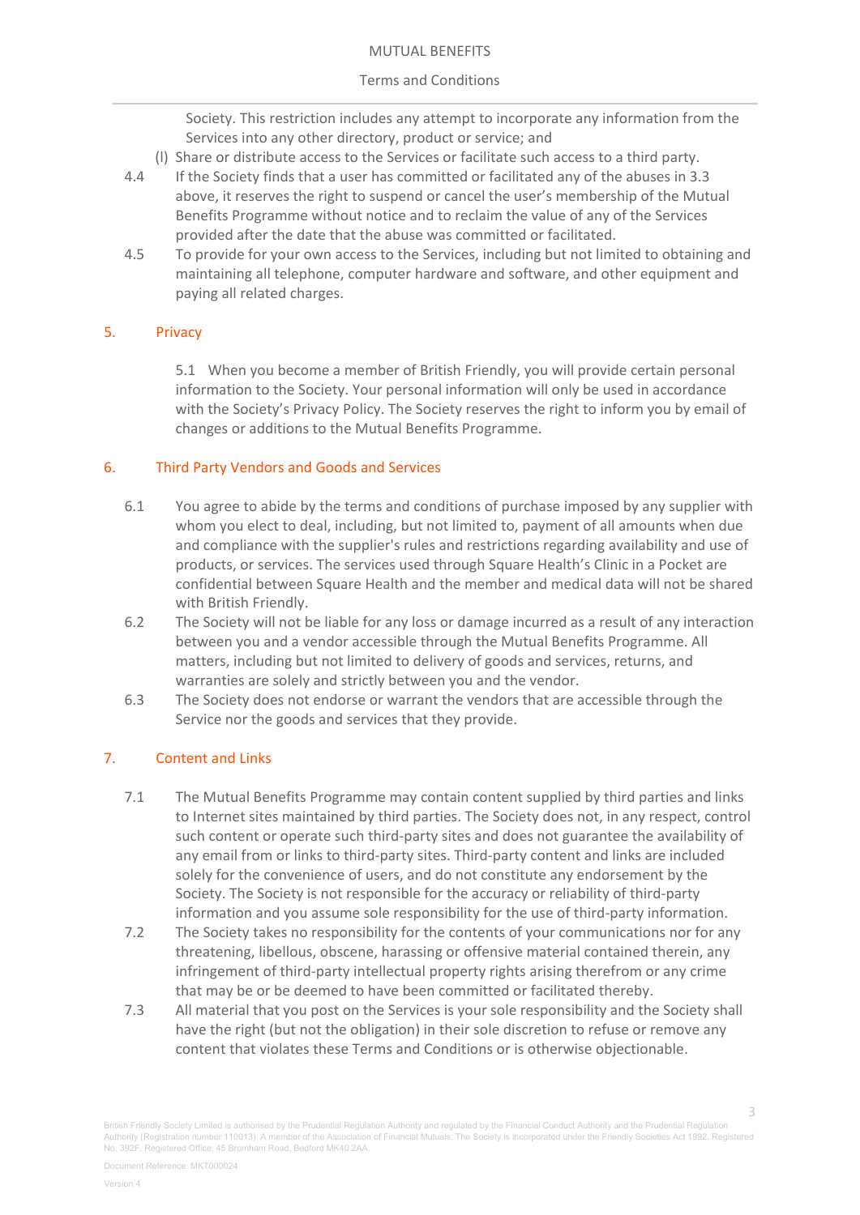Society. This restriction includes any attempt to incorporate any information from the Services into any other directory, product or service; and

(l) Share or distribute access to the Services or facilitate such access to a third party.

4.4 If the Society finds that a user has committed or facilitated any of the abuses in 3.3 above, it reserves the right to suspend or cancel the user's membership of the Mutual Benefits Programme without notice and to reclaim the value of any of the Services provided after the date that the abuse was committed or facilitated.

4.5 To provide for your own access to the Services, including but not limited to obtaining and maintaining all telephone, computer hardware and software, and other equipment and paying all related charges.

## 5. Privacy

5.1 When you become a member of British Friendly, you will provide certain personal information to the Society. Your personal information will only be used in accordance with the Society's Privacy Policy. The Society reserves the right to inform you by email of changes or additions to the Mutual Benefits Programme.

## 6. Third Party Vendors and Goods and Services

6.1 You agree to abide by the terms and conditions of purchase imposed by any supplier with whom you elect to deal, including, but not limited to, payment of all amounts when due and compliance with the supplier's rules and restrictions regarding availability and use of products, or services. The services used through Square Health's Clinic in a Pocket are confidential between Square Health and the member and medical data will not be shared with British Friendly.

6.2 The Society will not be liable for any loss or damage incurred as a result of any interaction between you and a vendor accessible through the Mutual Benefits Programme. All matters, including but not limited to delivery of goods and services, returns, and warranties are solely and strictly between you and the vendor.

6.3 The Society does not endorse or warrant the vendors that are accessible through the Service nor the goods and services that they provide.

## 7. Content and Links

7.1 The Mutual Benefits Programme may contain content supplied by third parties and links to Internet sites maintained by third parties. The Society does not, in any respect, control such content or operate such third-party sites and does not guarantee the availability of any email from or links to third-party sites. Third-party content and links are included solely for the convenience of users, and do not constitute any endorsement by the Society. The Society is not responsible for the accuracy or reliability of third-party information and you assume sole responsibility for the use of third-party information.

7.2 The Society takes no responsibility for the contents of your communications nor for any threatening, libellous, obscene, harassing or offensive material contained therein, any infringement of third-party intellectual property rights arising therefrom or any crime that may be or be deemed to have been committed or facilitated thereby.

7.3 All material that you post on the Services is your sole responsibility and the Society shall have the right (but not the obligation) in their sole discretion to refuse or remove any content that violates these Terms and Conditions or is otherwise objectionable.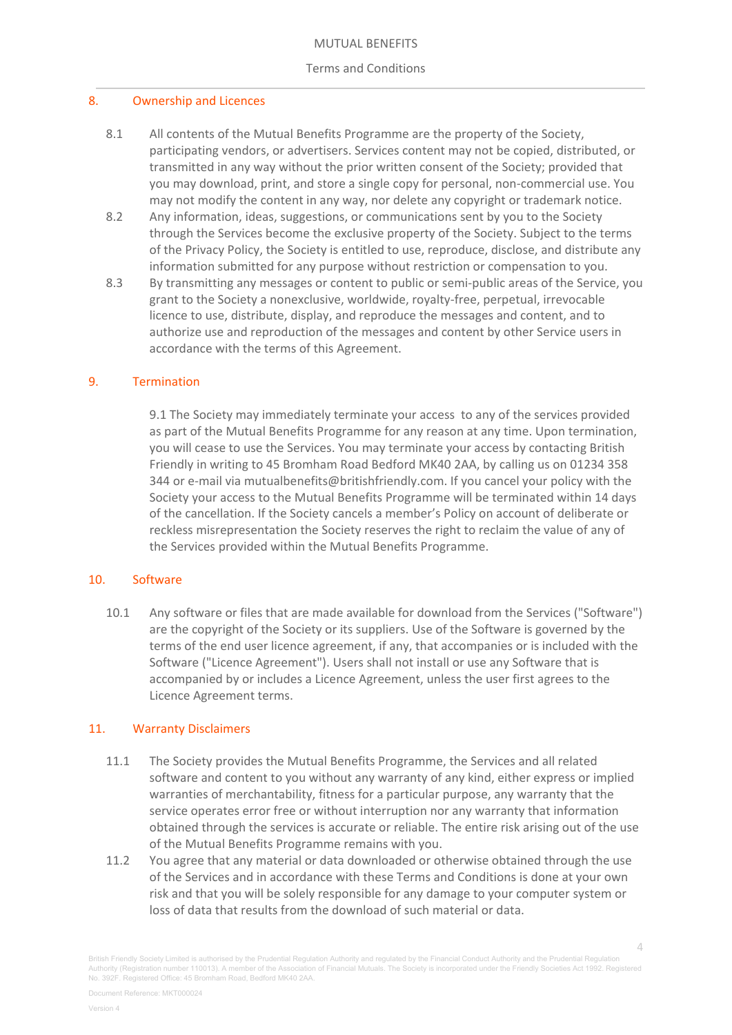## 8. Ownership and Licences

8.1 All contents of the Mutual Benefits Programme are the property of the Society, participating vendors, or advertisers. Services content may not be copied, distributed, or transmitted in any way without the prior written consent of the Society; provided that you may download, print, and store a single copy for personal, non-commercial use. You may not modify the content in any way, nor delete any copyright or trademark notice.

8.2 Any information, ideas, suggestions, or communications sent by you to the Society through the Services become the exclusive property of the Society. Subject to the terms of the Privacy Policy, the Society is entitled to use, reproduce, disclose, and distribute any information submitted for any purpose without restriction or compensation to you.

8.3 By transmitting any messages or content to public or semi-public areas of the Service, you grant to the Society a nonexclusive, worldwide, royalty-free, perpetual, irrevocable licence to use, distribute, display, and reproduce the messages and content, and to authorize use and reproduction of the messages and content by other Service users in accordance with the terms of this Agreement.

## 9. Termination

9.1 The Society may immediately terminate your access to any of the services provided as part of the Mutual Benefits Programme for any reason at any time. Upon termination, you will cease to use the Services. You may terminate your access by contacting British Friendly in writing to 45 Bromham Road Bedford MK40 2AA, by calling us on 01234 358 344 or e-mail via mutualbenefits@britishfriendly.com. If you cancel your policy with the Society your access to the Mutual Benefits Programme will be terminated within 14 days of the cancellation. If the Society cancels a member's Policy on account of deliberate or reckless misrepresentation the Society reserves the right to reclaim the value of any of the Services provided within the Mutual Benefits Programme.

## 10. Software

10.1 Any software or files that are made available for download from the Services ("Software") are the copyright of the Society or its suppliers. Use of the Software is governed by the terms of the end user licence agreement, if any, that accompanies or is included with the Software ("Licence Agreement"). Users shall not install or use any Software that is accompanied by or includes a Licence Agreement, unless the user first agrees to the Licence Agreement terms.

## 11. Warranty Disclaimers

11.1 The Society provides the Mutual Benefits Programme, the Services and all related software and content to you without any warranty of any kind, either express or implied warranties of merchantability, fitness for a particular purpose, any warranty that the service operates error free or without interruption nor any warranty that information obtained through the services is accurate or reliable. The entire risk arising out of the use of the Mutual Benefits Programme remains with you.

11.2 You agree that any material or data downloaded or otherwise obtained through the use of the Services and in accordance with these Terms and Conditions is done at your own risk and that you will be solely responsible for any damage to your computer system or loss of data that results from the download of such material or data.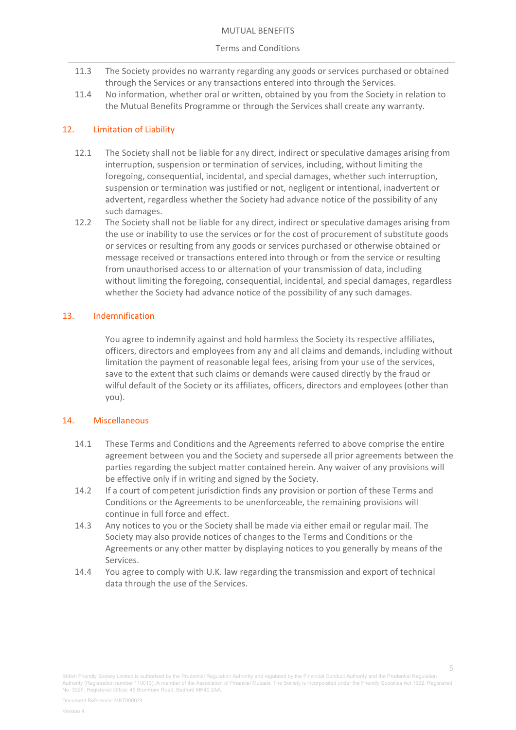11.3 The Society provides no warranty regarding any goods or services purchased or obtained through the Services or any transactions entered into through the Services.

11.4 No information, whether oral or written, obtained by you from the Society in relation to the Mutual Benefits Programme or through the Services shall create any warranty.

## 12. Limitation of Liability

12.1 The Society shall not be liable for any direct, indirect or speculative damages arising from interruption, suspension or termination of services, including, without limiting the foregoing, consequential, incidental, and special damages, whether such interruption, suspension or termination was justified or not, negligent or intentional, inadvertent or advertent, regardless whether the Society had advance notice of the possibility of any such damages.

12.2 The Society shall not be liable for any direct, indirect or speculative damages arising from the use or inability to use the services or for the cost of procurement of substitute goods or services or resulting from any goods or services purchased or otherwise obtained or message received or transactions entered into through or from the service or resulting from unauthorised access to or alternation of your transmission of data, including without limiting the foregoing, consequential, incidental, and special damages, regardless whether the Society had advance notice of the possibility of any such damages.

## 13. Indemnification

You agree to indemnify against and hold harmless the Society its respective affiliates, officers, directors and employees from any and all claims and demands, including without limitation the payment of reasonable legal fees, arising from your use of the services, save to the extent that such claims or demands were caused directly by the fraud or wilful default of the Society or its affiliates, officers, directors and employees (other than you).

## 14. Miscellaneous

14.1 These Terms and Conditions and the Agreements referred to above comprise the entire agreement between you and the Society and supersede all prior agreements between the parties regarding the subject matter contained herein. Any waiver of any provisions will be effective only if in writing and signed by the Society.

14.2 If a court of competent jurisdiction finds any provision or portion of these Terms and Conditions or the Agreements to be unenforceable, the remaining provisions will continue in full force and effect.

14.3 Any notices to you or the Society shall be made via either email or regular mail. The Society may also provide notices of changes to the Terms and Conditions or the Agreements or any other matter by displaying notices to you generally by means of the Services.

14.4 You agree to comply with U.K. law regarding the transmission and export of technical data through the use of the Services.

British Friendly Society Limited is authorised by the Prudential Regulation Authority and regulated by the Financial Conduct Authority and the Prudential Regulation Authority (Registration number 110013). A member of the Association of Financial Mutuals. The Society is incorporated under the Friendly Societies Act 1992. Registered No. 392F. Registered Office: 45 Bromham Road, Bedford MK40 2AA.

Document Reference: MKT000024

Version 4